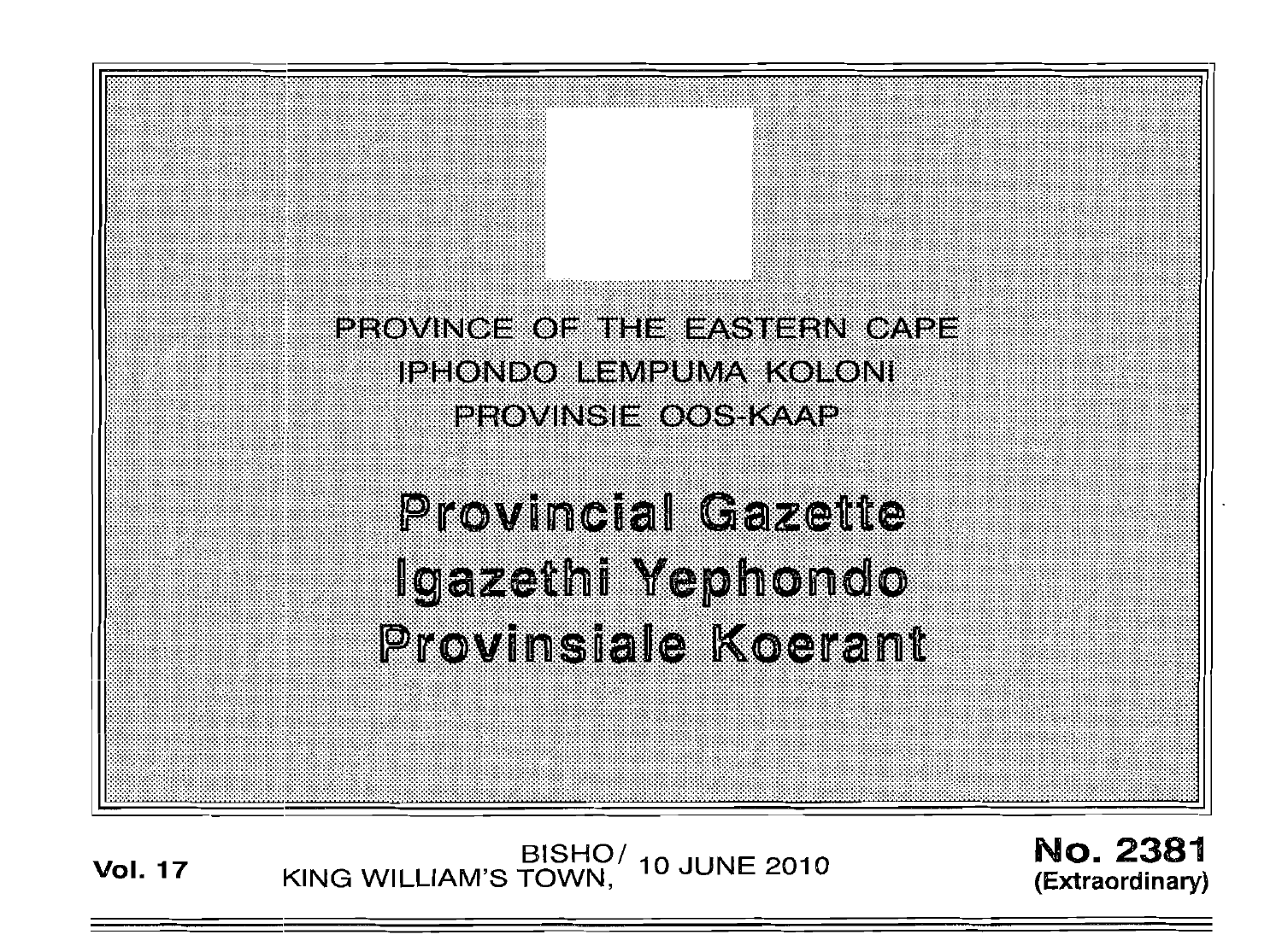PROVINCE OF THE EASTERN CAPE
IPHONDO LEMPUMA KOLONI
PROVINSIE OOS-KAAP

# Provincial Gazette
# Igazethi Yephondo
# Provinsiale Koerant

**Vol. 17** BISHO/ KING WILLIAM'S TOWN, 10 JUNE 2010 **No. 2381 (Extraordinary)**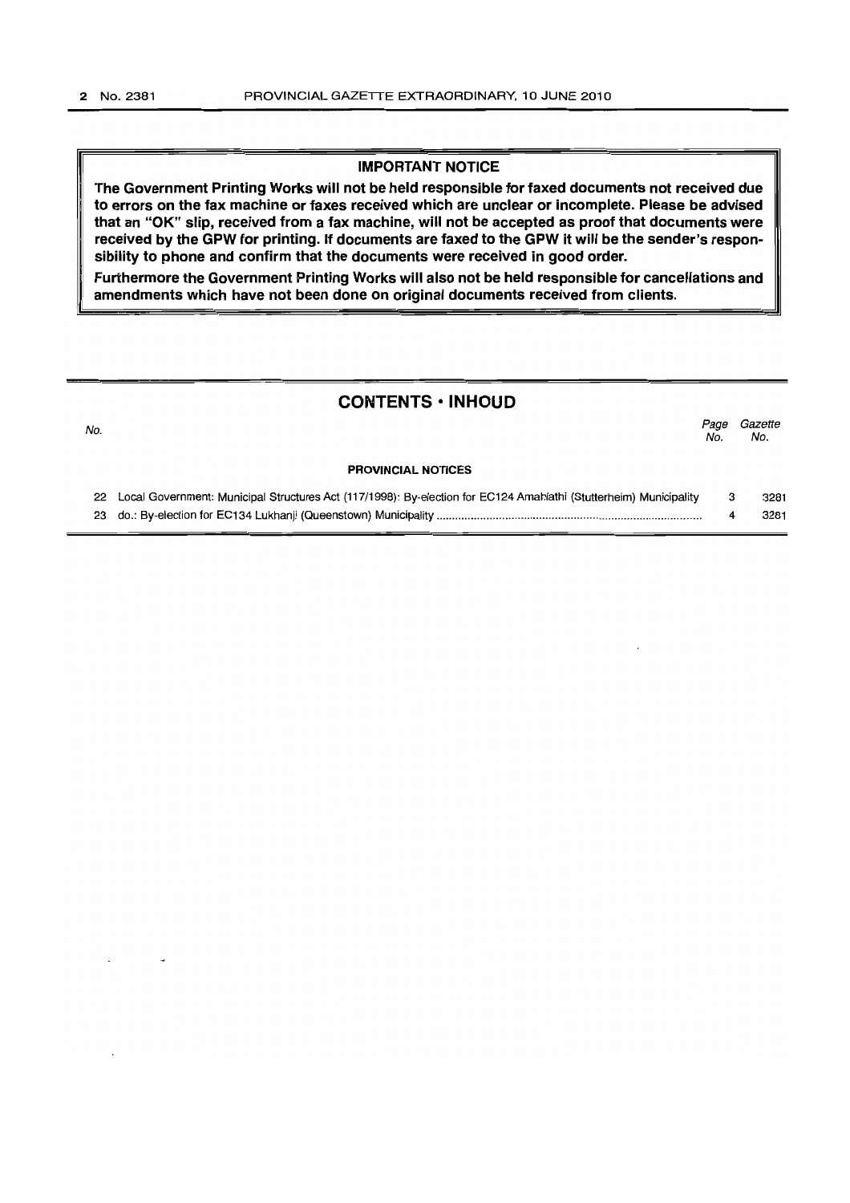**IMPORTANT NOTICE**

**The Government Printing Works will not be held responsible for faxed documents not received due to errors on the fax machine or faxes received which are unclear or incomplete. Please be advised that an "OK" slip, received from a fax machine, will not be accepted as proof that documents were received by the GPW for printing. If documents are faxed to the GPW it will be the sender's responsibility to phone and confirm that the documents were received in good order.**

**Furthermore the Government Printing Works will also not be held responsible for cancellations and amendments which have not been done on original documents received from clients.**

## CONTENTS • INHOUD

| No. | | Page No. | Gazette No. |
|---|---|---|---|
| | **PROVINCIAL NOTICES** | | |
| 22 | Local Government: Municipal Structures Act (117/1998): By-election for EC124 Amahlathi (Stutterheim) Municipality | 3 | 3281 |
| 23 | do.: By-election for EC134 Lukhanji (Queenstown) Municipality | 4 | 3281 |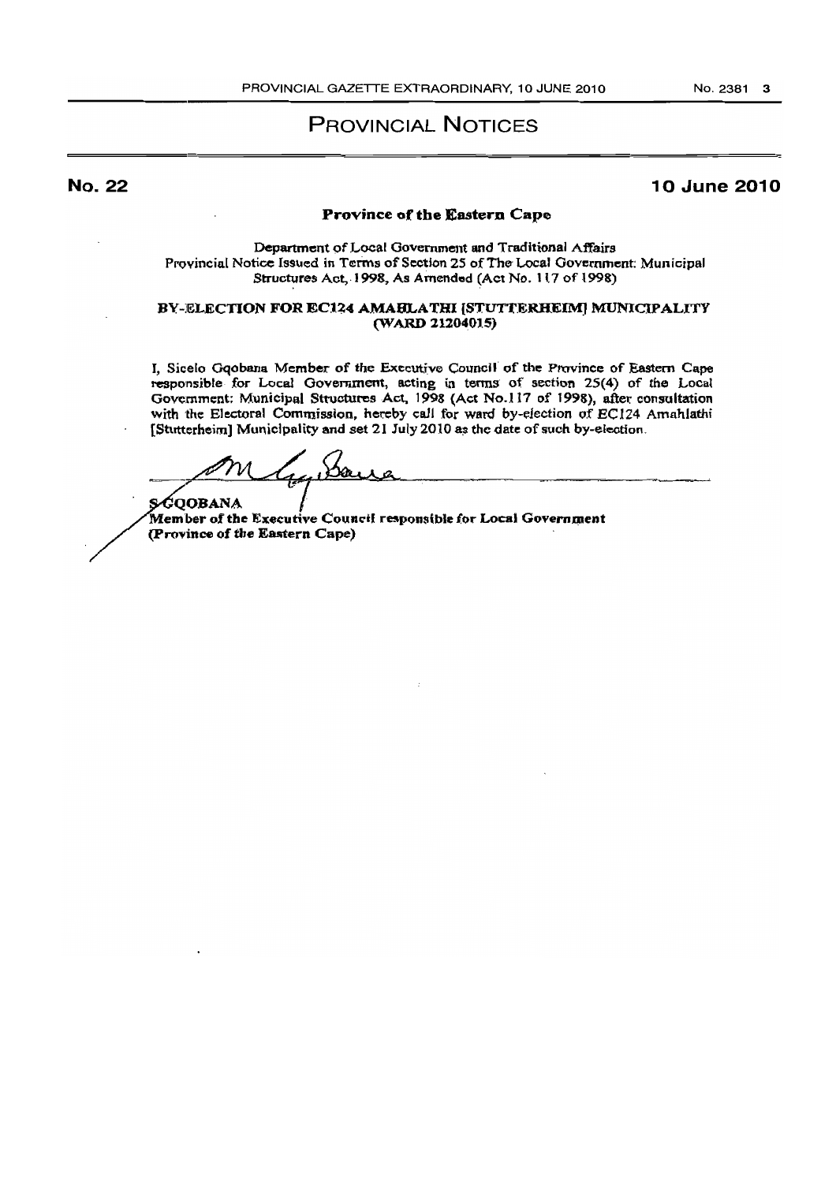# PROVINCIAL NOTICES

**No. 22** **10 June 2010**

**Province of the Eastern Cape**

Department of Local Government and Traditional Affairs
Provincial Notice Issued in Terms of Section 25 of The Local Government: Municipal Structures Act, 1998, As Amended (Act No. 117 of 1998)

**BY-ELECTION FOR EC124 AMAHLATHI [STUTTERHEIM] MUNICIPALITY (WARD 21204015)**

I, Sicelo Gqobana Member of the Executive Council of the Province of Eastern Cape responsible for Local Government, acting in terms of section 25(4) of the Local Government: Municipal Structures Act, 1998 (Act No.117 of 1998), after consultation with the Electoral Commission, hereby call for ward by-election of EC124 Amahlathi [Stutterheim] Municipality and set 21 July 2010 as the date of such by-election.

**S GQOBANA**
**Member of the Executive Council responsible for Local Government**
**(Province of the Eastern Cape)**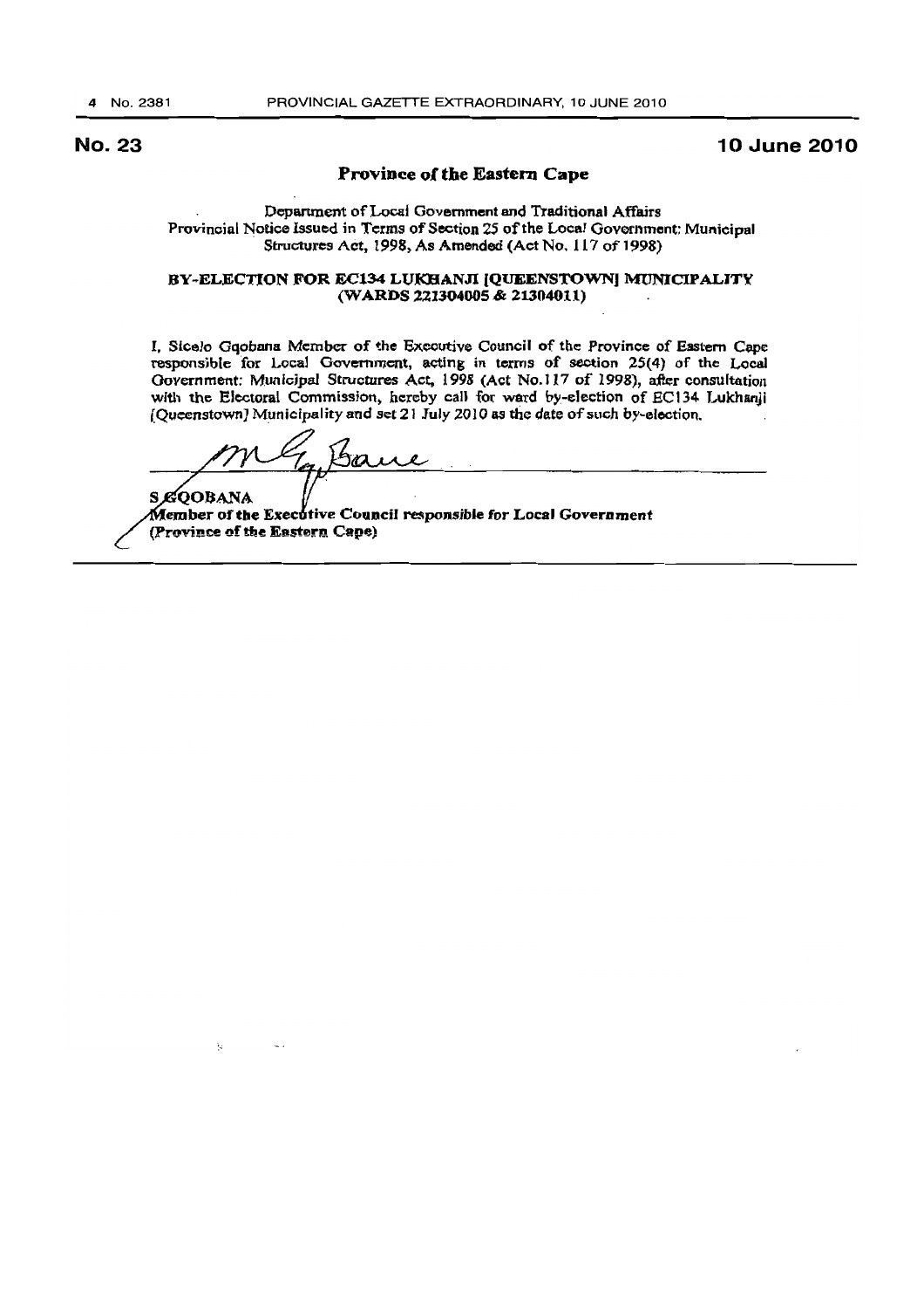**No. 23** **10 June 2010**

## Province of the Eastern Cape

Department of Local Government and Traditional Affairs
Provincial Notice Issued in Terms of Section 25 of the Local Government: Municipal Structures Act, 1998, As Amended (Act No. 117 of 1998)

### BY-ELECTION FOR EC134 LUKHANJI [QUEENSTOWN] MUNICIPALITY (WARDS 221304005 & 21304011)

I, Sicelo Gqobana Member of the Executive Council of the Province of Eastern Cape responsible for Local Government, acting in terms of section 25(4) of the Local Government: Municipal Structures Act, 1998 (Act No.117 of 1998), after consultation with the Electoral Commission, hereby call for ward by-election of EC134 Lukhanji [Queenstown] Municipality and set 21 July 2010 as the date of such by-election.

**S GQOBANA**
**Member of the Executive Council responsible for Local Government (Province of the Eastern Cape)**